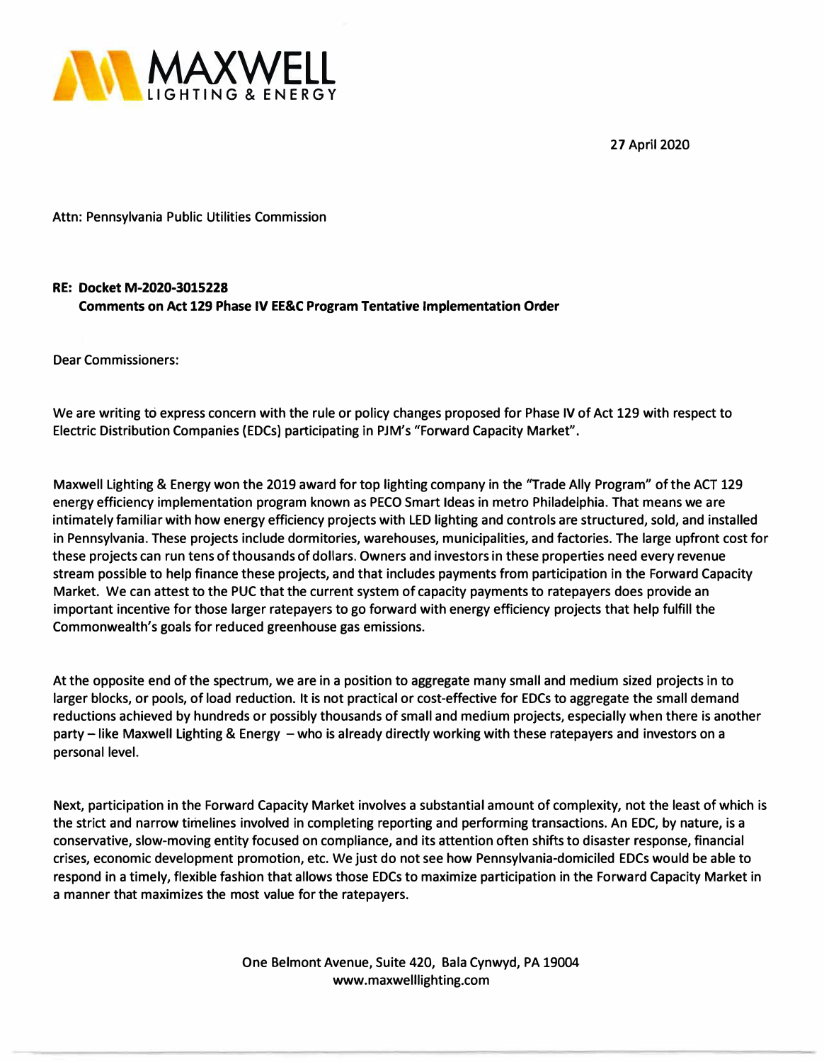# MAXWELL
LIGHTING & ENERGY

27 April 2020

Attn: Pennsylvania Public Utilities Commission

**RE: Docket M-2020-3015228**
**Comments on Act 129 Phase IV EE&C Program Tentative Implementation Order**

Dear Commissioners:

We are writing to express concern with the rule or policy changes proposed for Phase IV of Act 129 with respect to Electric Distribution Companies (EDCs) participating in PJM's "Forward Capacity Market".

Maxwell Lighting & Energy won the 2019 award for top lighting company in the "Trade Ally Program" of the ACT 129 energy efficiency implementation program known as PECO Smart Ideas in metro Philadelphia. That means we are intimately familiar with how energy efficiency projects with LED lighting and controls are structured, sold, and installed in Pennsylvania. These projects include dormitories, warehouses, municipalities, and factories. The large upfront cost for these projects can run tens of thousands of dollars. Owners and investors in these properties need every revenue stream possible to help finance these projects, and that includes payments from participation in the Forward Capacity Market. We can attest to the PUC that the current system of capacity payments to ratepayers does provide an important incentive for those larger ratepayers to go forward with energy efficiency projects that help fulfill the Commonwealth's goals for reduced greenhouse gas emissions.

At the opposite end of the spectrum, we are in a position to aggregate many small and medium sized projects in to larger blocks, or pools, of load reduction. It is not practical or cost-effective for EDCs to aggregate the small demand reductions achieved by hundreds or possibly thousands of small and medium projects, especially when there is another party – like Maxwell Lighting & Energy – who is already directly working with these ratepayers and investors on a personal level.

Next, participation in the Forward Capacity Market involves a substantial amount of complexity, not the least of which is the strict and narrow timelines involved in completing reporting and performing transactions. An EDC, by nature, is a conservative, slow-moving entity focused on compliance, and its attention often shifts to disaster response, financial crises, economic development promotion, etc. We just do not see how Pennsylvania-domiciled EDCs would be able to respond in a timely, flexible fashion that allows those EDCs to maximize participation in the Forward Capacity Market in a manner that maximizes the most value for the ratepayers.

One Belmont Avenue, Suite 420, Bala Cynwyd, PA 19004
www.maxwelllighting.com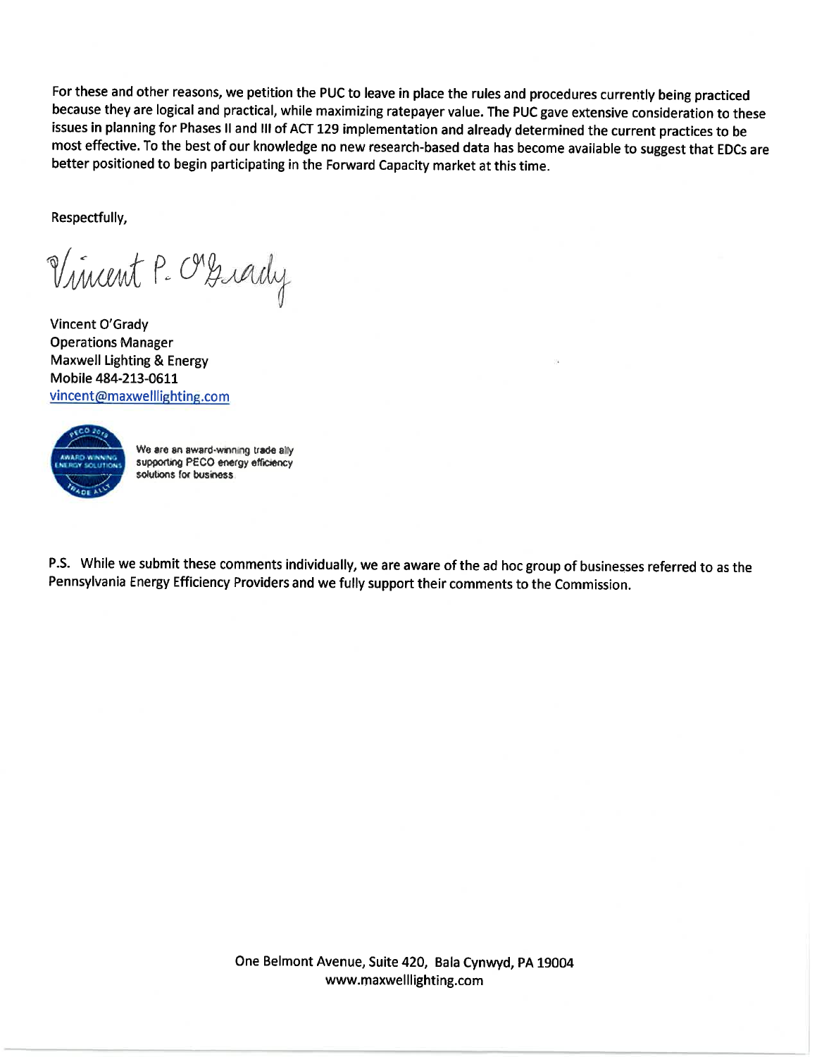For these and other reasons, we petition the PUC to leave in place the rules and procedures currently being practiced because they are logical and practical, while maximizing ratepayer value. The PUC gave extensive consideration to these issues in planning for Phases II and III of ACT 129 implementation and already determined the current practices to be most effective. To the best of our knowledge no new research-based data has become available to suggest that EDCs are better positioned to begin participating in the Forward Capacity market at this time.

Respectfully,

Vincent P. O'Grady

Vincent O'Grady
Operations Manager
Maxwell Lighting & Energy
Mobile 484-213-0611
vincent@maxwelllighting.com

PECO 2019 AWARD-WINNING ENERGY SOLUTIONS TRADE ALLY

We are an award-winning trade ally supporting PECO energy efficiency solutions for business.

P.S. While we submit these comments individually, we are aware of the ad hoc group of businesses referred to as the Pennsylvania Energy Efficiency Providers and we fully support their comments to the Commission.

One Belmont Avenue, Suite 420, Bala Cynwyd, PA 19004
www.maxwelllighting.com